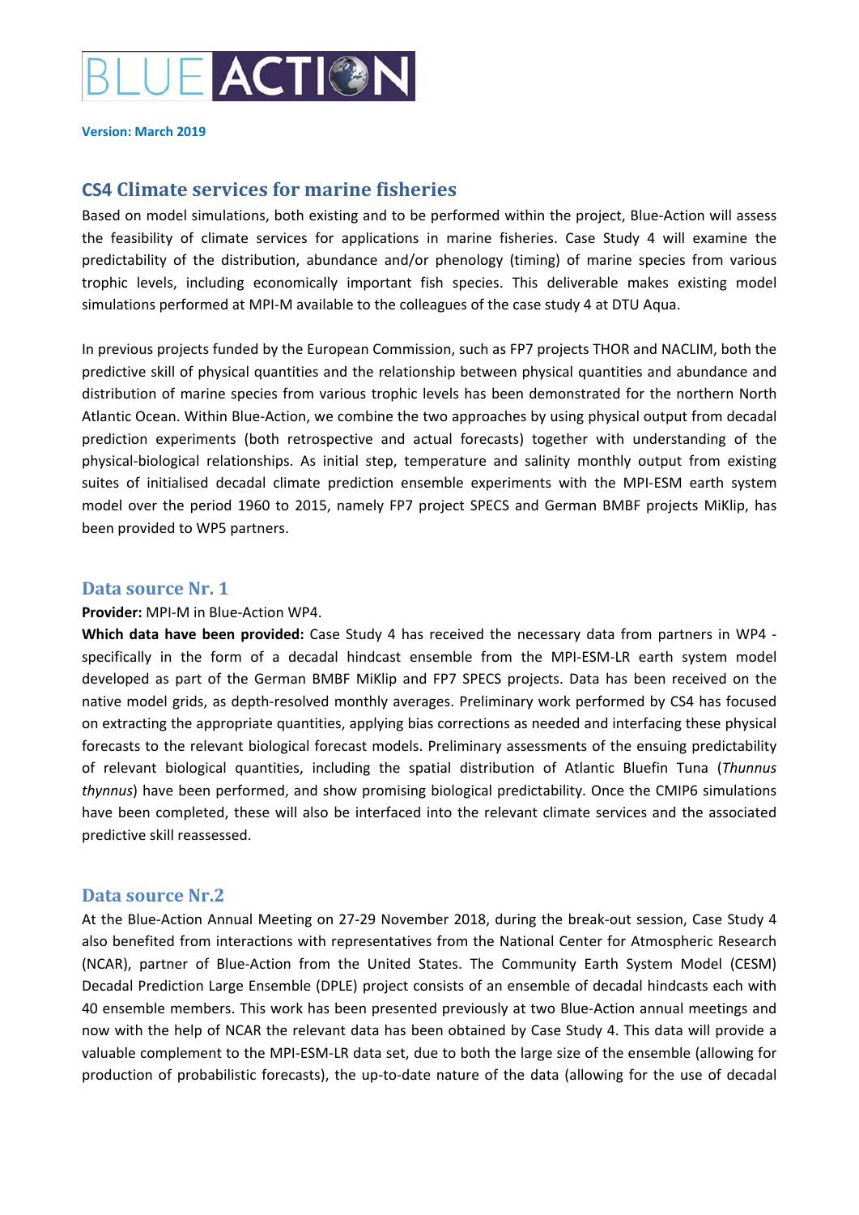BLUE ACTION

**Version: March 2019**

## CS4 Climate services for marine fisheries

Based on model simulations, both existing and to be performed within the project, Blue-Action will assess the feasibility of climate services for applications in marine fisheries. Case Study 4 will examine the predictability of the distribution, abundance and/or phenology (timing) of marine species from various trophic levels, including economically important fish species. This deliverable makes existing model simulations performed at MPI-M available to the colleagues of the case study 4 at DTU Aqua.

In previous projects funded by the European Commission, such as FP7 projects THOR and NACLIM, both the predictive skill of physical quantities and the relationship between physical quantities and abundance and distribution of marine species from various trophic levels has been demonstrated for the northern North Atlantic Ocean. Within Blue-Action, we combine the two approaches by using physical output from decadal prediction experiments (both retrospective and actual forecasts) together with understanding of the physical-biological relationships. As initial step, temperature and salinity monthly output from existing suites of initialised decadal climate prediction ensemble experiments with the MPI-ESM earth system model over the period 1960 to 2015, namely FP7 project SPECS and German BMBF projects MiKlip, has been provided to WP5 partners.

### Data source Nr. 1

**Provider:** MPI-M in Blue-Action WP4.

**Which data have been provided:** Case Study 4 has received the necessary data from partners in WP4 - specifically in the form of a decadal hindcast ensemble from the MPI-ESM-LR earth system model developed as part of the German BMBF MiKlip and FP7 SPECS projects. Data has been received on the native model grids, as depth-resolved monthly averages. Preliminary work performed by CS4 has focused on extracting the appropriate quantities, applying bias corrections as needed and interfacing these physical forecasts to the relevant biological forecast models. Preliminary assessments of the ensuing predictability of relevant biological quantities, including the spatial distribution of Atlantic Bluefin Tuna (*Thunnus thynnus*) have been performed, and show promising biological predictability. Once the CMIP6 simulations have been completed, these will also be interfaced into the relevant climate services and the associated predictive skill reassessed.

### Data source Nr.2

At the Blue-Action Annual Meeting on 27-29 November 2018, during the break-out session, Case Study 4 also benefited from interactions with representatives from the National Center for Atmospheric Research (NCAR), partner of Blue-Action from the United States. The Community Earth System Model (CESM) Decadal Prediction Large Ensemble (DPLE) project consists of an ensemble of decadal hindcasts each with 40 ensemble members. This work has been presented previously at two Blue-Action annual meetings and now with the help of NCAR the relevant data has been obtained by Case Study 4. This data will provide a valuable complement to the MPI-ESM-LR data set, due to both the large size of the ensemble (allowing for production of probabilistic forecasts), the up-to-date nature of the data (allowing for the use of decadal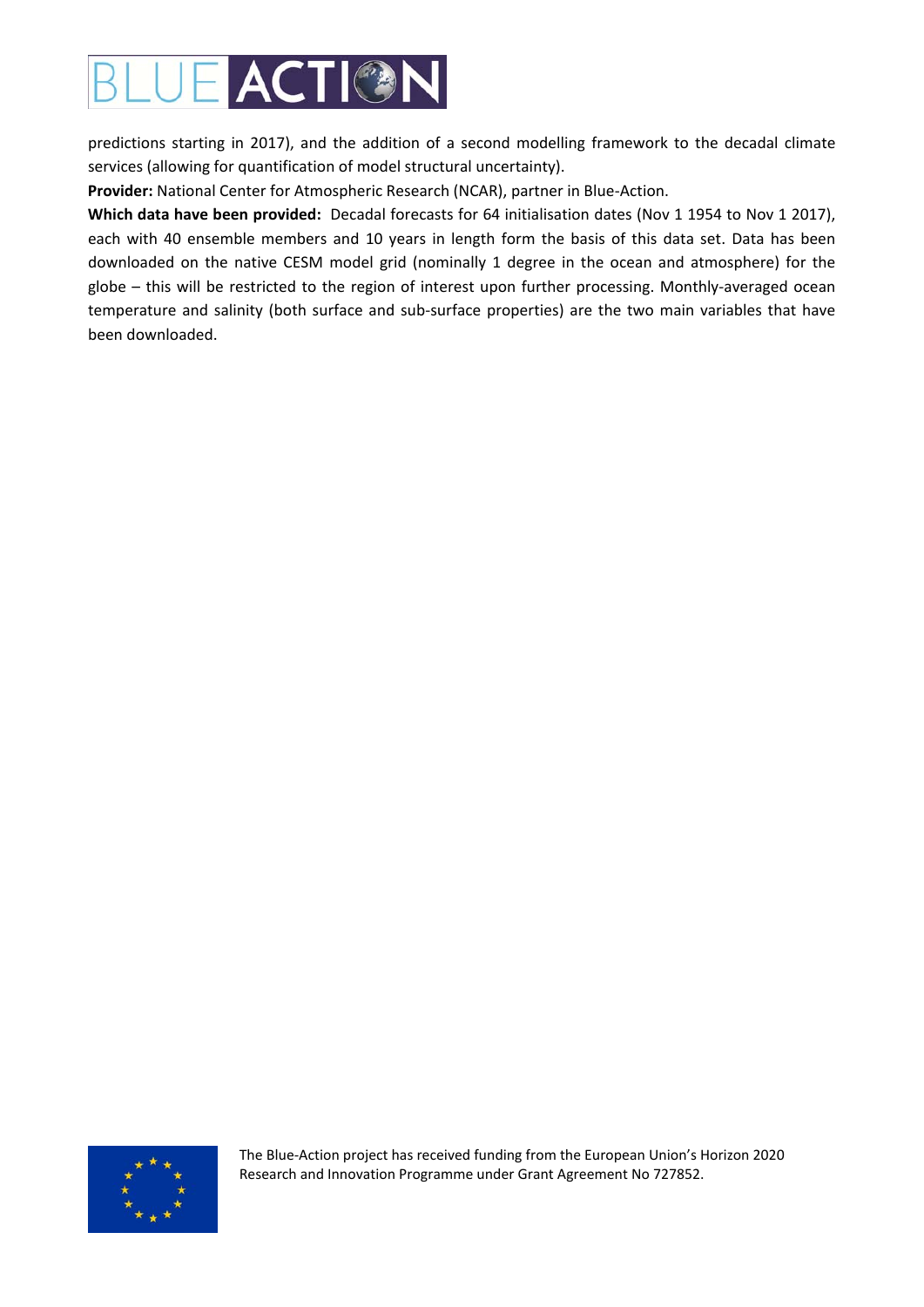predictions starting in 2017), and the addition of a second modelling framework to the decadal climate services (allowing for quantification of model structural uncertainty).

**Provider:** National Center for Atmospheric Research (NCAR), partner in Blue-Action.

**Which data have been provided:** Decadal forecasts for 64 initialisation dates (Nov 1 1954 to Nov 1 2017), each with 40 ensemble members and 10 years in length form the basis of this data set. Data has been downloaded on the native CESM model grid (nominally 1 degree in the ocean and atmosphere) for the globe – this will be restricted to the region of interest upon further processing. Monthly-averaged ocean temperature and salinity (both surface and sub-surface properties) are the two main variables that have been downloaded.